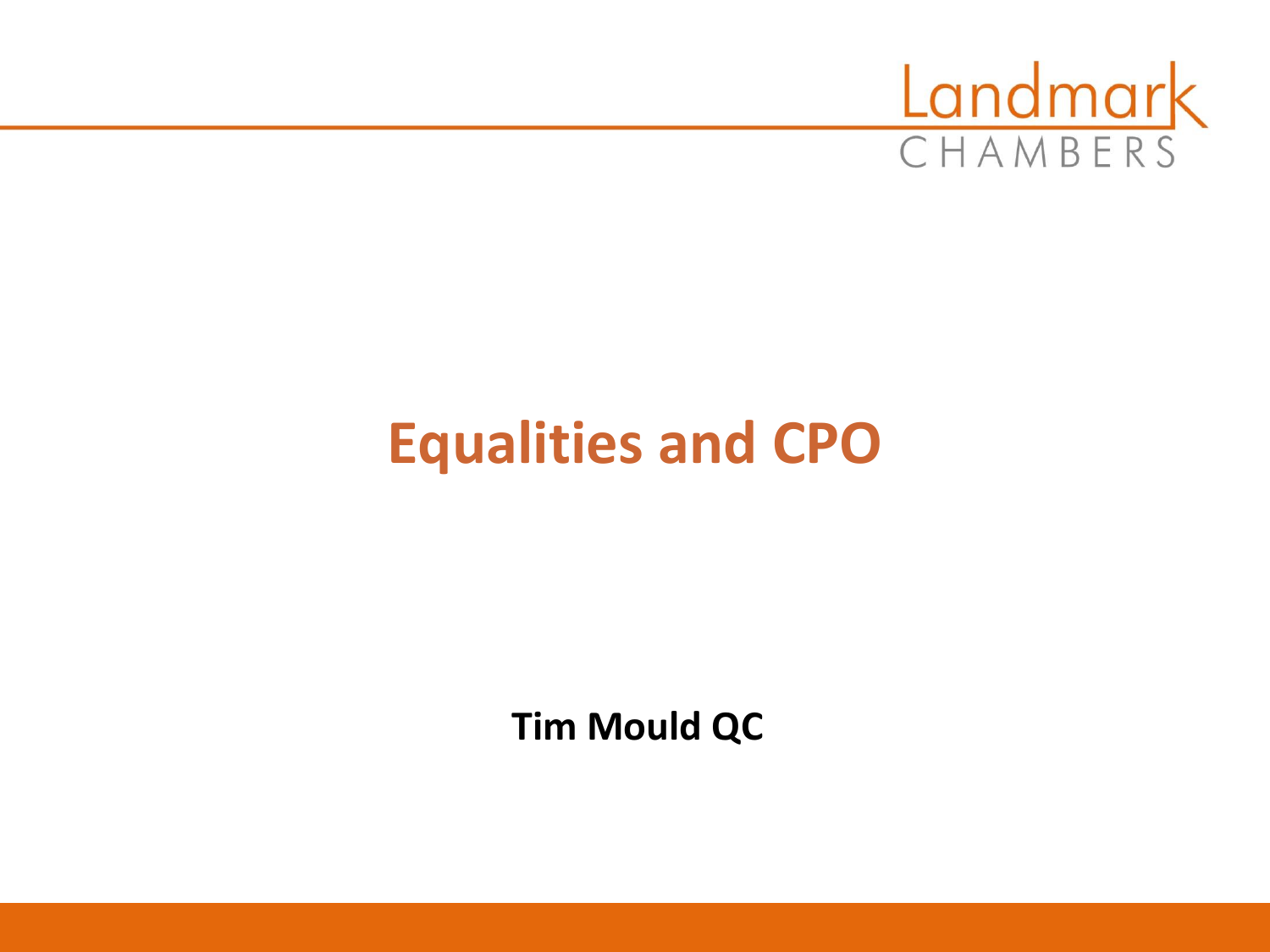Landmark CHAMBERS

# Equalities and CPO

**Tim Mould QC**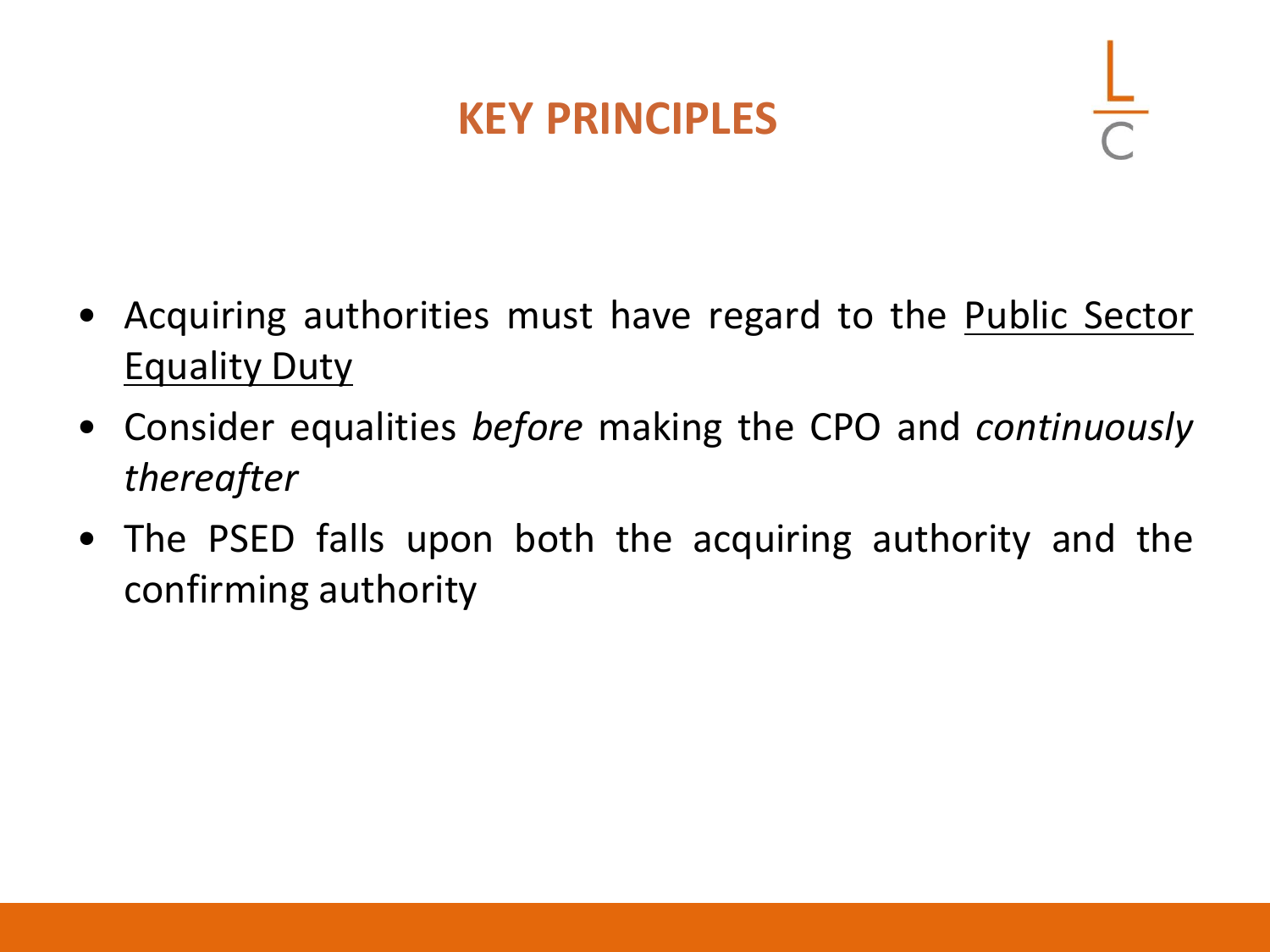# KEY PRINCIPLES

- Acquiring authorities must have regard to the Public Sector Equality Duty
- Consider equalities *before* making the CPO and *continuously thereafter*
- The PSED falls upon both the acquiring authority and the confirming authority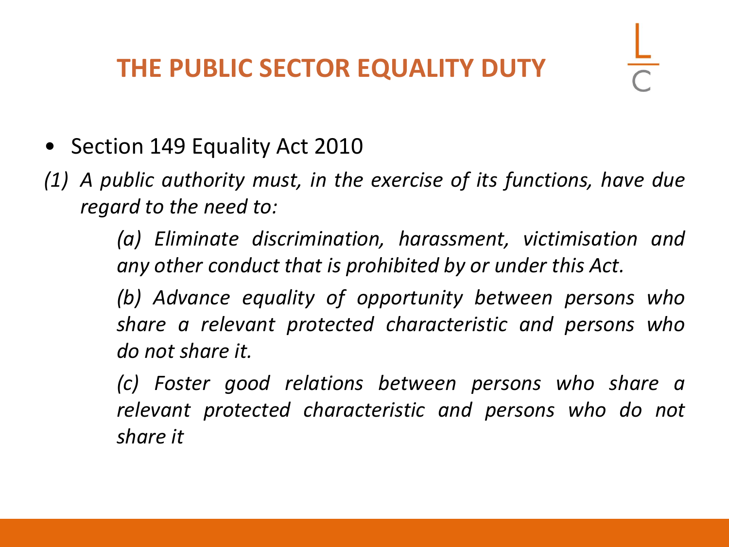# THE PUBLIC SECTOR EQUALITY DUTY

- Section 149 Equality Act 2010

*(1) A public authority must, in the exercise of its functions, have due regard to the need to:*

> *(a) Eliminate discrimination, harassment, victimisation and any other conduct that is prohibited by or under this Act.*
>
> *(b) Advance equality of opportunity between persons who share a relevant protected characteristic and persons who do not share it.*
>
> *(c) Foster good relations between persons who share a relevant protected characteristic and persons who do not share it*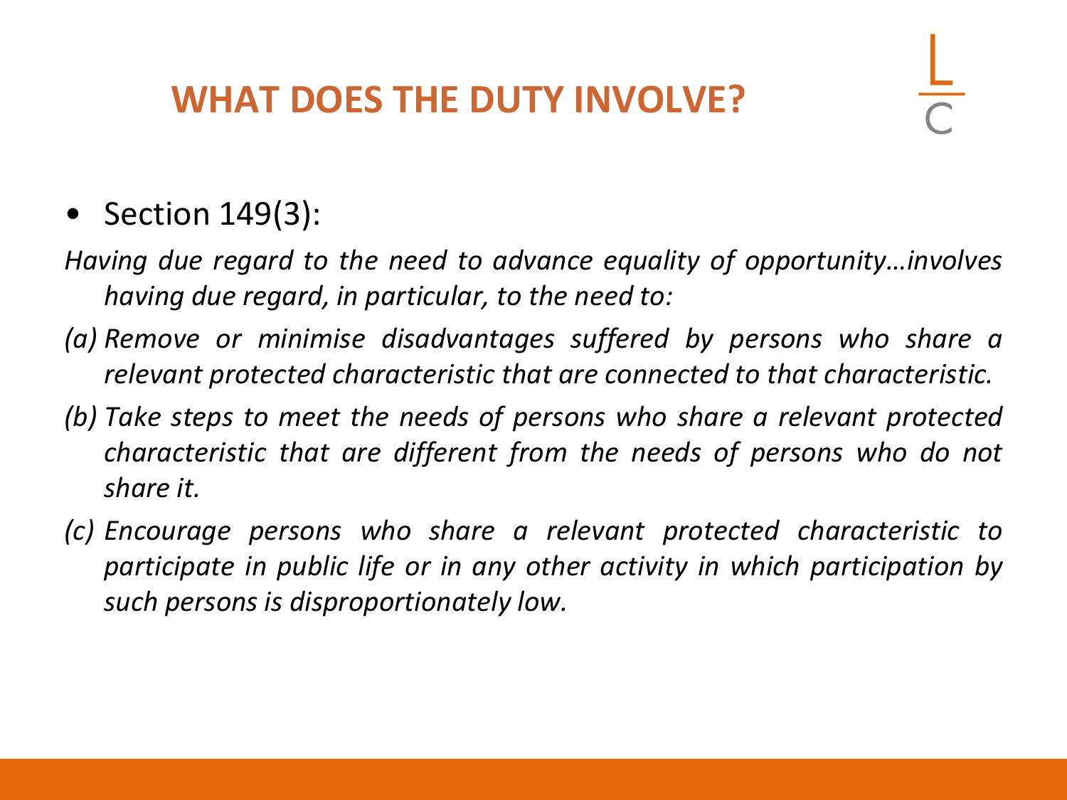# WHAT DOES THE DUTY INVOLVE?

- Section 149(3):

*Having due regard to the need to advance equality of opportunity…involves having due regard, in particular, to the need to:*

*(a) Remove or minimise disadvantages suffered by persons who share a relevant protected characteristic that are connected to that characteristic.*

*(b) Take steps to meet the needs of persons who share a relevant protected characteristic that are different from the needs of persons who do not share it.*

*(c) Encourage persons who share a relevant protected characteristic to participate in public life or in any other activity in which participation by such persons is disproportionately low.*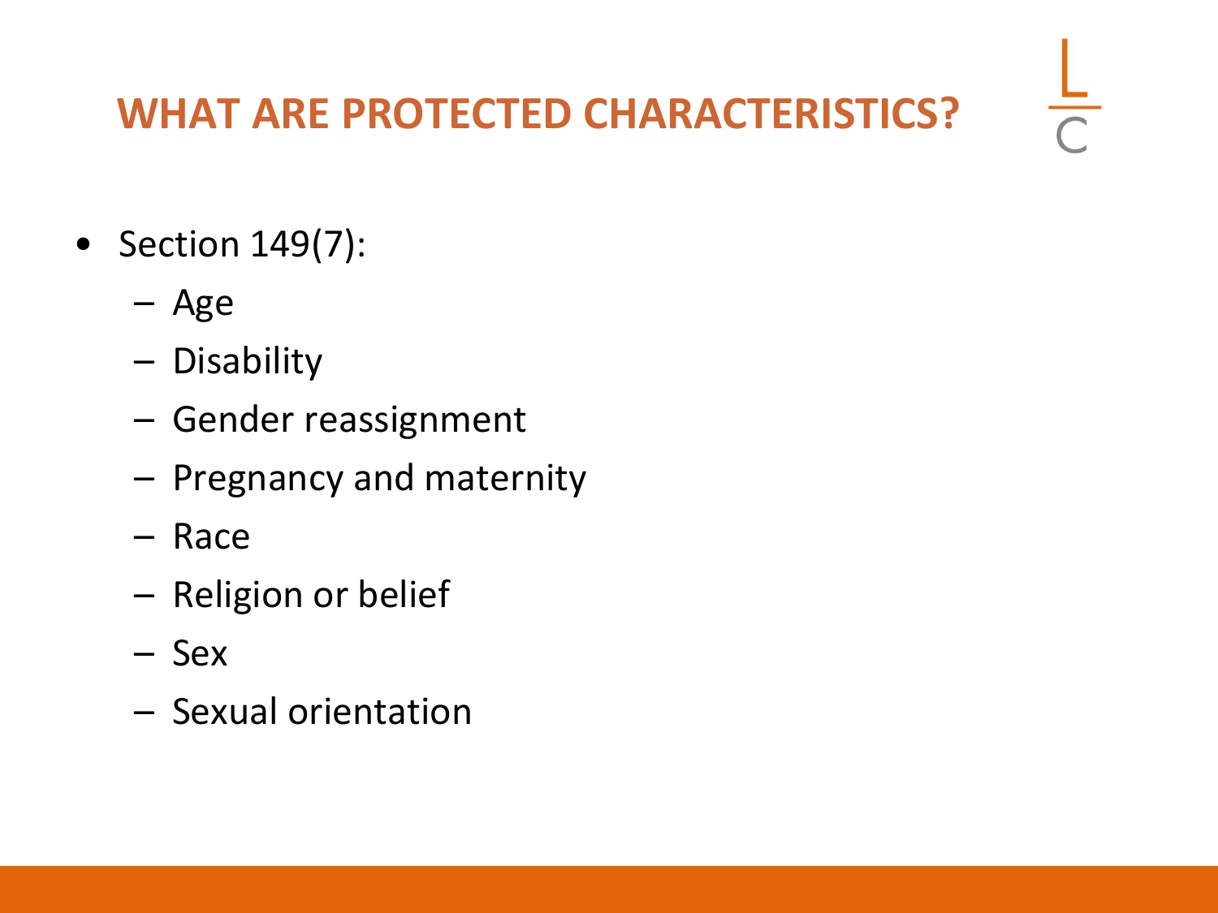# WHAT ARE PROTECTED CHARACTERISTICS?

- Section 149(7):
  - Age
  - Disability
  - Gender reassignment
  - Pregnancy and maternity
  - Race
  - Religion or belief
  - Sex
  - Sexual orientation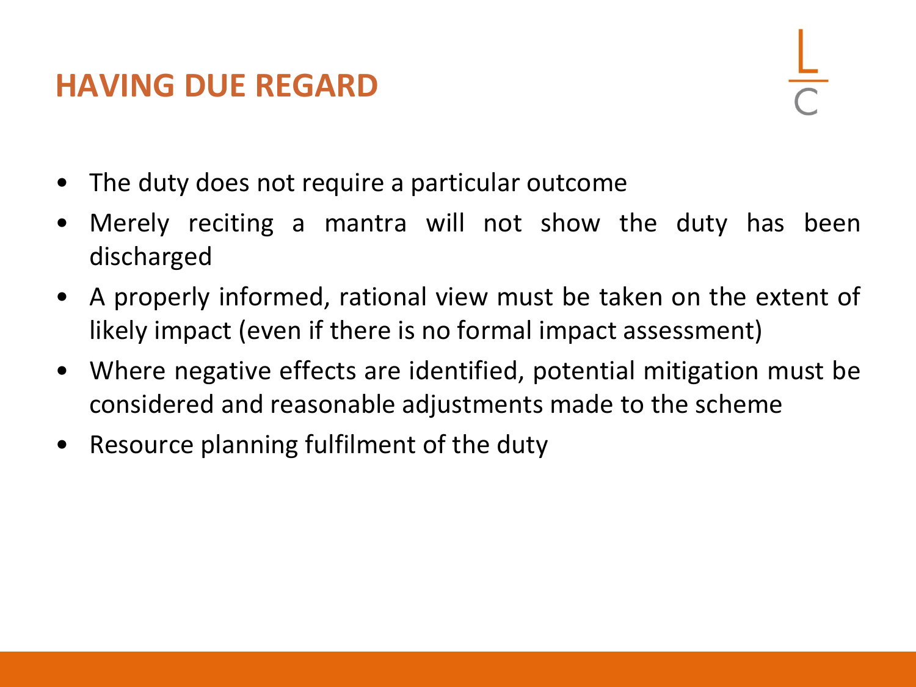## HAVING DUE REGARD

- The duty does not require a particular outcome
- Merely reciting a mantra will not show the duty has been discharged
- A properly informed, rational view must be taken on the extent of likely impact (even if there is no formal impact assessment)
- Where negative effects are identified, potential mitigation must be considered and reasonable adjustments made to the scheme
- Resource planning fulfilment of the duty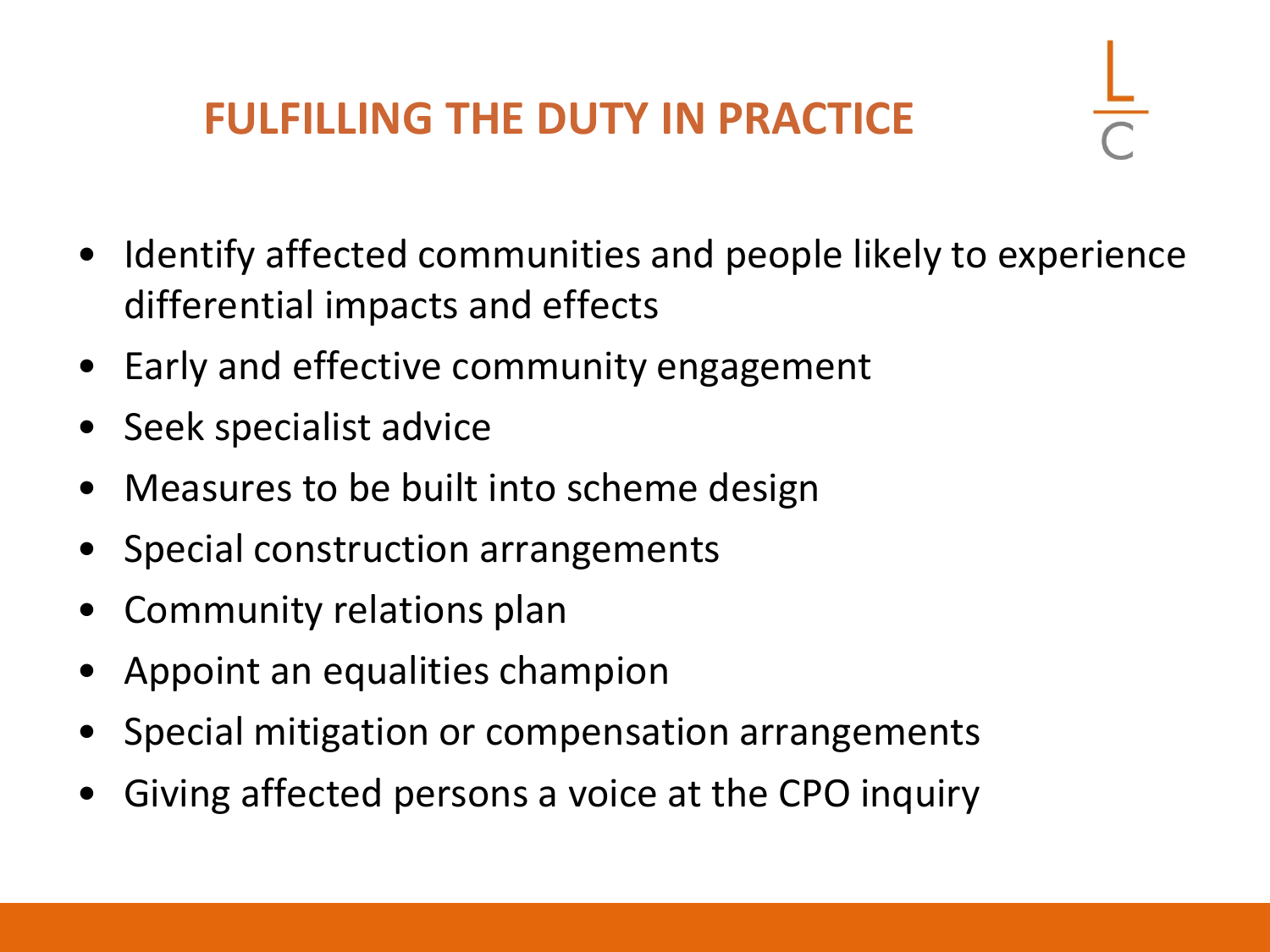# FULFILLING THE DUTY IN PRACTICE

- Identify affected communities and people likely to experience differential impacts and effects
- Early and effective community engagement
- Seek specialist advice
- Measures to be built into scheme design
- Special construction arrangements
- Community relations plan
- Appoint an equalities champion
- Special mitigation or compensation arrangements
- Giving affected persons a voice at the CPO inquiry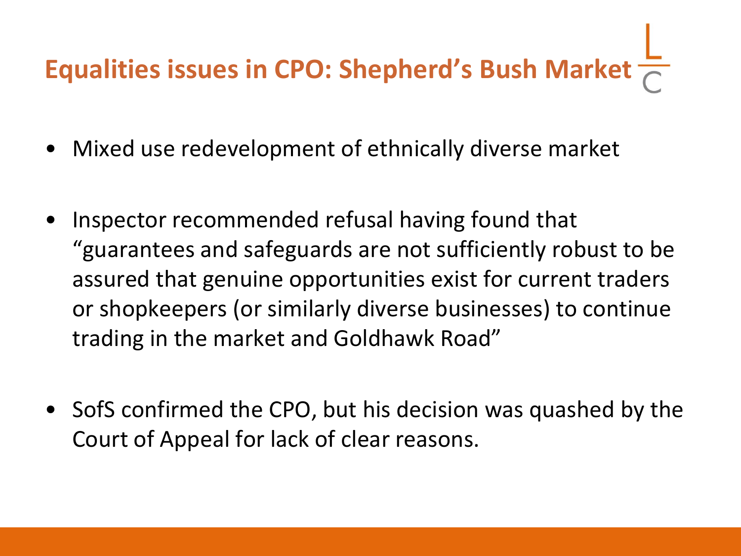# Equalities issues in CPO: Shepherd's Bush Market

- Mixed use redevelopment of ethnically diverse market
- Inspector recommended refusal having found that "guarantees and safeguards are not sufficiently robust to be assured that genuine opportunities exist for current traders or shopkeepers (or similarly diverse businesses) to continue trading in the market and Goldhawk Road"
- SofS confirmed the CPO, but his decision was quashed by the Court of Appeal for lack of clear reasons.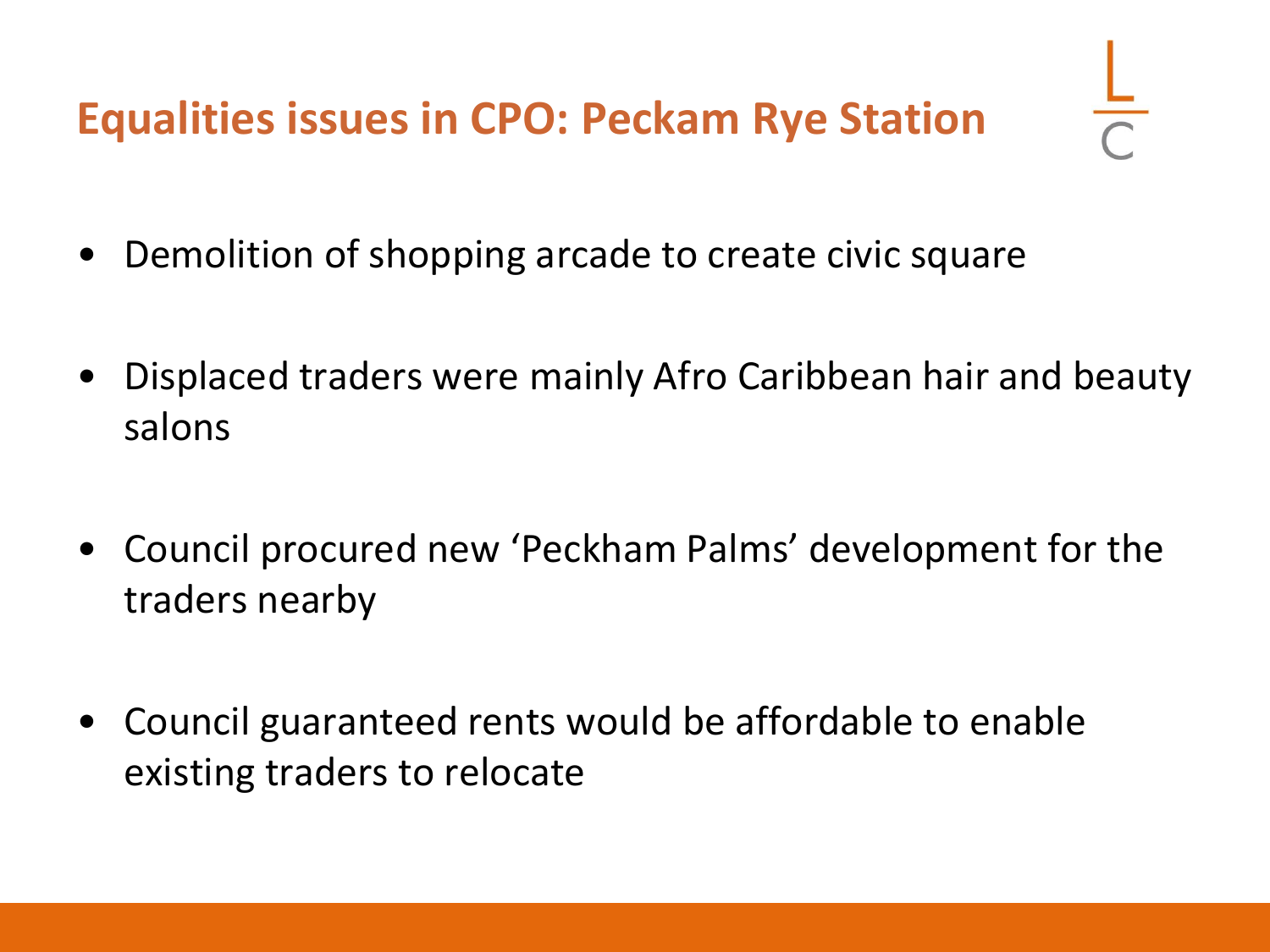## Equalities issues in CPO: Peckam Rye Station

- Demolition of shopping arcade to create civic square
- Displaced traders were mainly Afro Caribbean hair and beauty salons
- Council procured new 'Peckham Palms' development for the traders nearby
- Council guaranteed rents would be affordable to enable existing traders to relocate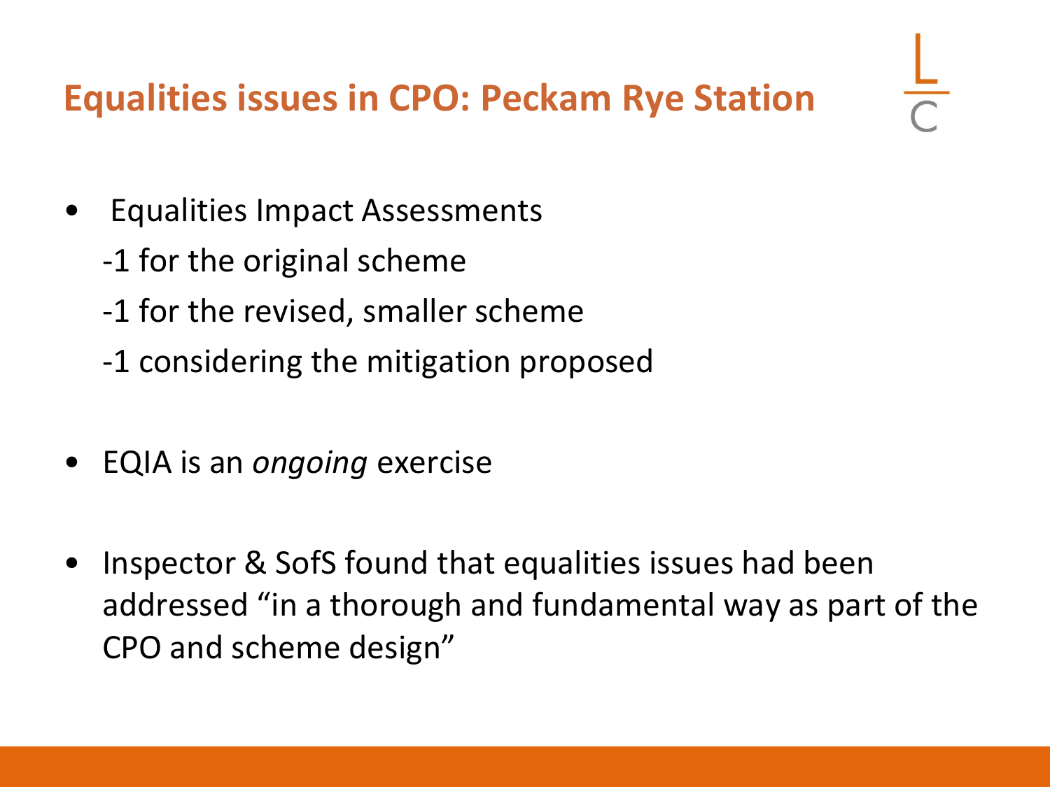# Equalities issues in CPO: Peckam Rye Station

- Equalities Impact Assessments
  - -1 for the original scheme
  - -1 for the revised, smaller scheme
  - -1 considering the mitigation proposed
- EQIA is an *ongoing* exercise
- Inspector & SofS found that equalities issues had been addressed "in a thorough and fundamental way as part of the CPO and scheme design"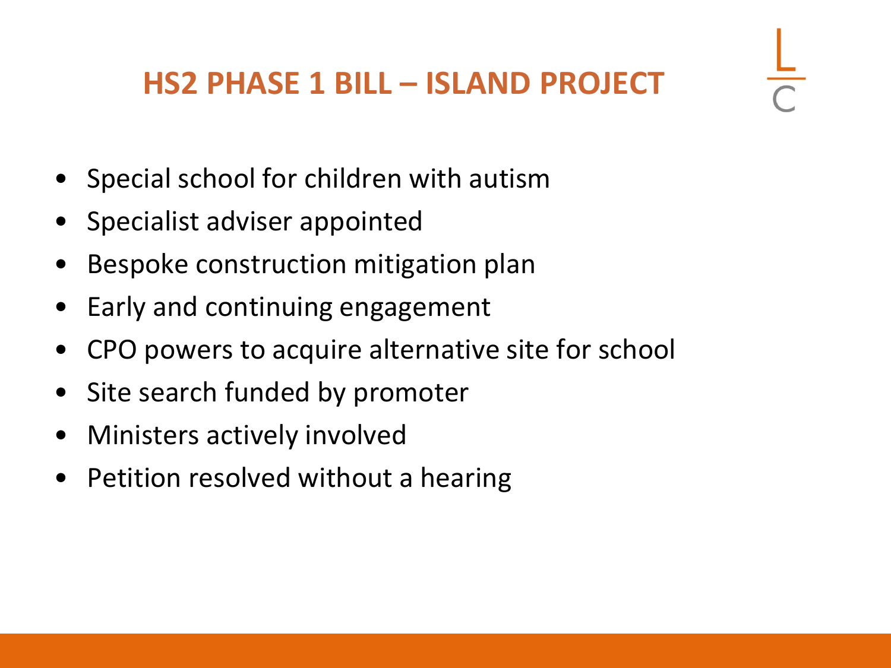# HS2 PHASE 1 BILL – ISLAND PROJECT

- Special school for children with autism
- Specialist adviser appointed
- Bespoke construction mitigation plan
- Early and continuing engagement
- CPO powers to acquire alternative site for school
- Site search funded by promoter
- Ministers actively involved
- Petition resolved without a hearing